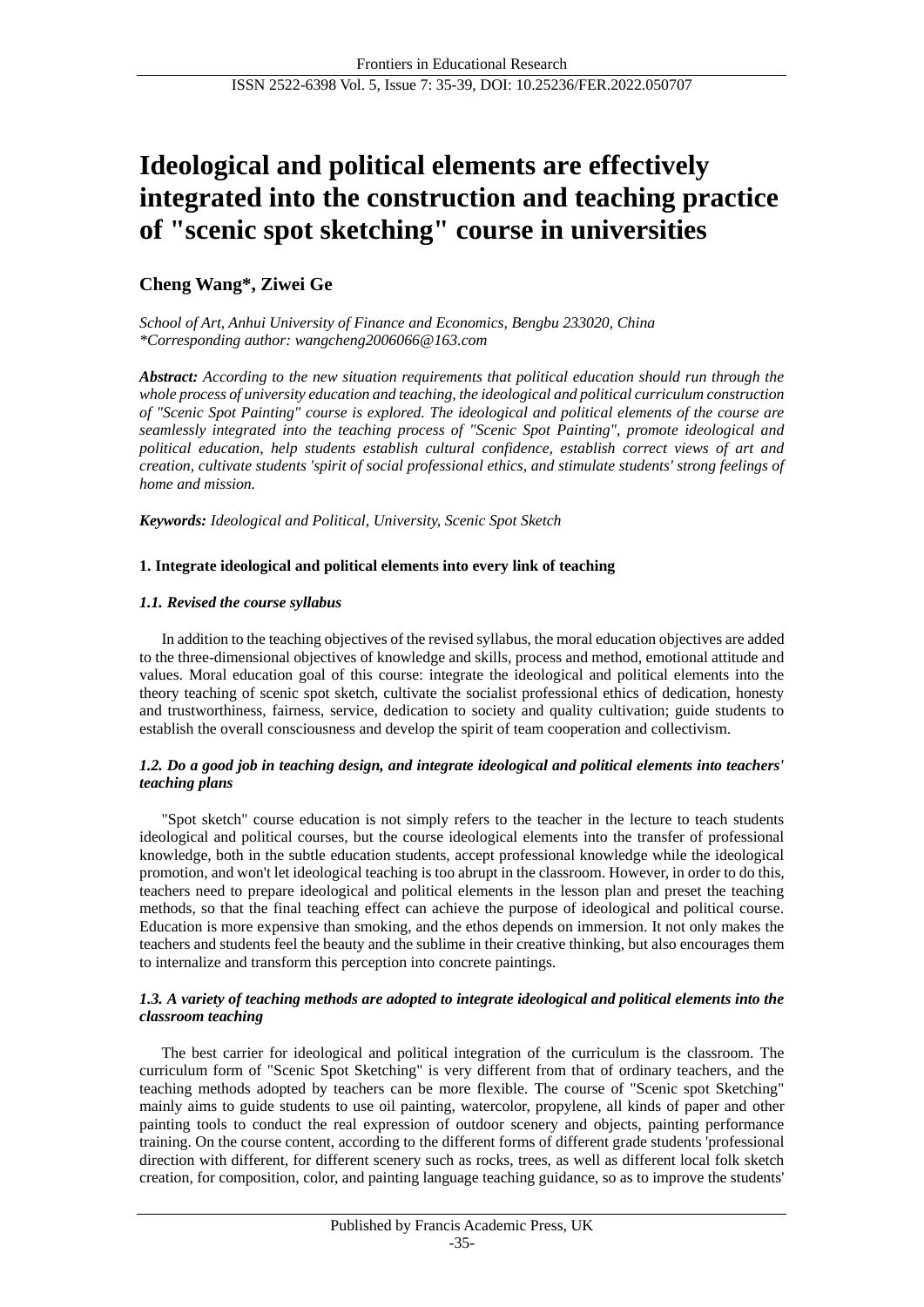# Ideological and political elements are effectively integrated into the construction and teaching practice of "scenic spot sketching" course in universities

**Cheng Wang\*, Ziwei Ge**

*School of Art, Anhui University of Finance and Economics, Bengbu 233020, China*
*\*Corresponding author: wangcheng2006066@163.com*

***Abstract:*** *According to the new situation requirements that political education should run through the whole process of university education and teaching, the ideological and political curriculum construction of "Scenic Spot Painting" course is explored. The ideological and political elements of the course are seamlessly integrated into the teaching process of "Scenic Spot Painting", promote ideological and political education, help students establish cultural confidence, establish correct views of art and creation, cultivate students 'spirit of social professional ethics, and stimulate students' strong feelings of home and mission.*

***Keywords:*** *Ideological and Political, University, Scenic Spot Sketch*

## 1. Integrate ideological and political elements into every link of teaching

### *1.1. Revised the course syllabus*

In addition to the teaching objectives of the revised syllabus, the moral education objectives are added to the three-dimensional objectives of knowledge and skills, process and method, emotional attitude and values. Moral education goal of this course: integrate the ideological and political elements into the theory teaching of scenic spot sketch, cultivate the socialist professional ethics of dedication, honesty and trustworthiness, fairness, service, dedication to society and quality cultivation; guide students to establish the overall consciousness and develop the spirit of team cooperation and collectivism.

### *1.2. Do a good job in teaching design, and integrate ideological and political elements into teachers' teaching plans*

"Spot sketch" course education is not simply refers to the teacher in the lecture to teach students ideological and political courses, but the course ideological elements into the transfer of professional knowledge, both in the subtle education students, accept professional knowledge while the ideological promotion, and won't let ideological teaching is too abrupt in the classroom. However, in order to do this, teachers need to prepare ideological and political elements in the lesson plan and preset the teaching methods, so that the final teaching effect can achieve the purpose of ideological and political course. Education is more expensive than smoking, and the ethos depends on immersion. It not only makes the teachers and students feel the beauty and the sublime in their creative thinking, but also encourages them to internalize and transform this perception into concrete paintings.

### *1.3. A variety of teaching methods are adopted to integrate ideological and political elements into the classroom teaching*

The best carrier for ideological and political integration of the curriculum is the classroom. The curriculum form of "Scenic Spot Sketching" is very different from that of ordinary teachers, and the teaching methods adopted by teachers can be more flexible. The course of "Scenic spot Sketching" mainly aims to guide students to use oil painting, watercolor, propylene, all kinds of paper and other painting tools to conduct the real expression of outdoor scenery and objects, painting performance training. On the course content, according to the different forms of different grade students 'professional direction with different, for different scenery such as rocks, trees, as well as different local folk sketch creation, for composition, color, and painting language teaching guidance, so as to improve the students'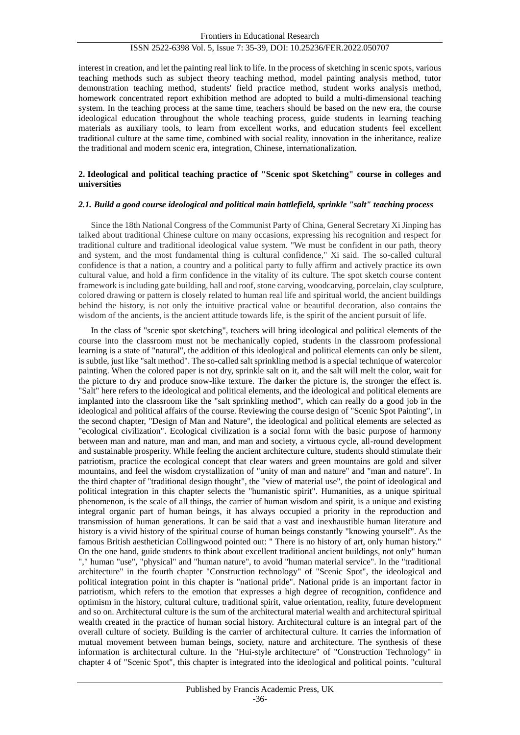interest in creation, and let the painting real link to life. In the process of sketching in scenic spots, various teaching methods such as subject theory teaching method, model painting analysis method, tutor demonstration teaching method, students' field practice method, student works analysis method, homework concentrated report exhibition method are adopted to build a multi-dimensional teaching system. In the teaching process at the same time, teachers should be based on the new era, the course ideological education throughout the whole teaching process, guide students in learning teaching materials as auxiliary tools, to learn from excellent works, and education students feel excellent traditional culture at the same time, combined with social reality, innovation in the inheritance, realize the traditional and modern scenic era, integration, Chinese, internationalization.

## 2. Ideological and political teaching practice of "Scenic spot Sketching" course in colleges and universities

### *2.1. Build a good course ideological and political main battlefield, sprinkle "salt" teaching process*

Since the 18th National Congress of the Communist Party of China, General Secretary Xi Jinping has talked about traditional Chinese culture on many occasions, expressing his recognition and respect for traditional culture and traditional ideological value system. "We must be confident in our path, theory and system, and the most fundamental thing is cultural confidence," Xi said. The so-called cultural confidence is that a nation, a country and a political party to fully affirm and actively practice its own cultural value, and hold a firm confidence in the vitality of its culture. The spot sketch course content framework is including gate building, hall and roof, stone carving, woodcarving, porcelain, clay sculpture, colored drawing or pattern is closely related to human real life and spiritual world, the ancient buildings behind the history, is not only the intuitive practical value or beautiful decoration, also contains the wisdom of the ancients, is the ancient attitude towards life, is the spirit of the ancient pursuit of life.

In the class of "scenic spot sketching", teachers will bring ideological and political elements of the course into the classroom must not be mechanically copied, students in the classroom professional learning is a state of "natural", the addition of this ideological and political elements can only be silent, is subtle, just like "salt method". The so-called salt sprinkling method is a special technique of watercolor painting. When the colored paper is not dry, sprinkle salt on it, and the salt will melt the color, wait for the picture to dry and produce snow-like texture. The darker the picture is, the stronger the effect is. "Salt" here refers to the ideological and political elements, and the ideological and political elements are implanted into the classroom like the "salt sprinkling method", which can really do a good job in the ideological and political affairs of the course. Reviewing the course design of "Scenic Spot Painting", in the second chapter, "Design of Man and Nature", the ideological and political elements are selected as "ecological civilization". Ecological civilization is a social form with the basic purpose of harmony between man and nature, man and man, and man and society, a virtuous cycle, all-round development and sustainable prosperity. While feeling the ancient architecture culture, students should stimulate their patriotism, practice the ecological concept that clear waters and green mountains are gold and silver mountains, and feel the wisdom crystallization of "unity of man and nature" and "man and nature". In the third chapter of "traditional design thought", the "view of material use", the point of ideological and political integration in this chapter selects the "humanistic spirit". Humanities, as a unique spiritual phenomenon, is the scale of all things, the carrier of human wisdom and spirit, is a unique and existing integral organic part of human beings, it has always occupied a priority in the reproduction and transmission of human generations. It can be said that a vast and inexhaustible human literature and history is a vivid history of the spiritual course of human beings constantly "knowing yourself". As the famous British aesthetician Collingwood pointed out: " There is no history of art, only human history." On the one hand, guide students to think about excellent traditional ancient buildings, not only" human "," human "use", "physical" and "human nature", to avoid "human material service". In the "traditional architecture" in the fourth chapter "Construction technology" of "Scenic Spot", the ideological and political integration point in this chapter is "national pride". National pride is an important factor in patriotism, which refers to the emotion that expresses a high degree of recognition, confidence and optimism in the history, cultural culture, traditional spirit, value orientation, reality, future development and so on. Architectural culture is the sum of the architectural material wealth and architectural spiritual wealth created in the practice of human social history. Architectural culture is an integral part of the overall culture of society. Building is the carrier of architectural culture. It carries the information of mutual movement between human beings, society, nature and architecture. The synthesis of these information is architectural culture. In the "Hui-style architecture" of "Construction Technology" in chapter 4 of "Scenic Spot", this chapter is integrated into the ideological and political points. "cultural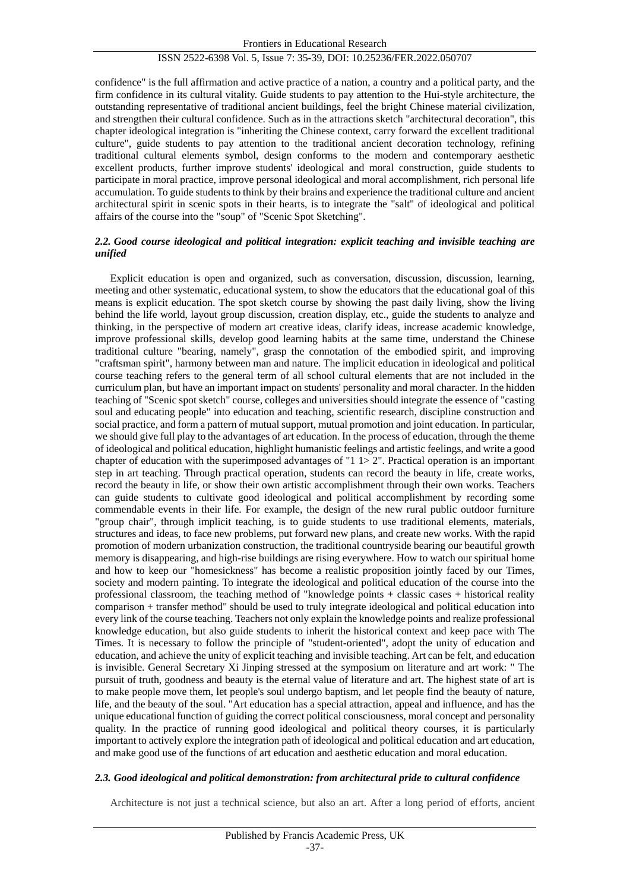confidence" is the full affirmation and active practice of a nation, a country and a political party, and the firm confidence in its cultural vitality. Guide students to pay attention to the Hui-style architecture, the outstanding representative of traditional ancient buildings, feel the bright Chinese material civilization, and strengthen their cultural confidence. Such as in the attractions sketch "architectural decoration", this chapter ideological integration is "inheriting the Chinese context, carry forward the excellent traditional culture", guide students to pay attention to the traditional ancient decoration technology, refining traditional cultural elements symbol, design conforms to the modern and contemporary aesthetic excellent products, further improve students' ideological and moral construction, guide students to participate in moral practice, improve personal ideological and moral accomplishment, rich personal life accumulation. To guide students to think by their brains and experience the traditional culture and ancient architectural spirit in scenic spots in their hearts, is to integrate the "salt" of ideological and political affairs of the course into the "soup" of "Scenic Spot Sketching".

### *2.2. Good course ideological and political integration: explicit teaching and invisible teaching are unified*

Explicit education is open and organized, such as conversation, discussion, discussion, learning, meeting and other systematic, educational system, to show the educators that the educational goal of this means is explicit education. The spot sketch course by showing the past daily living, show the living behind the life world, layout group discussion, creation display, etc., guide the students to analyze and thinking, in the perspective of modern art creative ideas, clarify ideas, increase academic knowledge, improve professional skills, develop good learning habits at the same time, understand the Chinese traditional culture "bearing, namely", grasp the connotation of the embodied spirit, and improving "craftsman spirit", harmony between man and nature. The implicit education in ideological and political course teaching refers to the general term of all school cultural elements that are not included in the curriculum plan, but have an important impact on students' personality and moral character. In the hidden teaching of "Scenic spot sketch" course, colleges and universities should integrate the essence of "casting soul and educating people" into education and teaching, scientific research, discipline construction and social practice, and form a pattern of mutual support, mutual promotion and joint education. In particular, we should give full play to the advantages of art education. In the process of education, through the theme of ideological and political education, highlight humanistic feelings and artistic feelings, and write a good chapter of education with the superimposed advantages of "1 1> 2". Practical operation is an important step in art teaching. Through practical operation, students can record the beauty in life, create works, record the beauty in life, or show their own artistic accomplishment through their own works. Teachers can guide students to cultivate good ideological and political accomplishment by recording some commendable events in their life. For example, the design of the new rural public outdoor furniture "group chair", through implicit teaching, is to guide students to use traditional elements, materials, structures and ideas, to face new problems, put forward new plans, and create new works. With the rapid promotion of modern urbanization construction, the traditional countryside bearing our beautiful growth memory is disappearing, and high-rise buildings are rising everywhere. How to watch our spiritual home and how to keep our "homesickness" has become a realistic proposition jointly faced by our Times, society and modern painting. To integrate the ideological and political education of the course into the professional classroom, the teaching method of "knowledge points + classic cases + historical reality comparison + transfer method" should be used to truly integrate ideological and political education into every link of the course teaching. Teachers not only explain the knowledge points and realize professional knowledge education, but also guide students to inherit the historical context and keep pace with The Times. It is necessary to follow the principle of "student-oriented", adopt the unity of education and education, and achieve the unity of explicit teaching and invisible teaching. Art can be felt, and education is invisible. General Secretary Xi Jinping stressed at the symposium on literature and art work: " The pursuit of truth, goodness and beauty is the eternal value of literature and art. The highest state of art is to make people move them, let people's soul undergo baptism, and let people find the beauty of nature, life, and the beauty of the soul. "Art education has a special attraction, appeal and influence, and has the unique educational function of guiding the correct political consciousness, moral concept and personality quality. In the practice of running good ideological and political theory courses, it is particularly important to actively explore the integration path of ideological and political education and art education, and make good use of the functions of art education and aesthetic education and moral education.

### *2.3. Good ideological and political demonstration: from architectural pride to cultural confidence*

Architecture is not just a technical science, but also an art. After a long period of efforts, ancient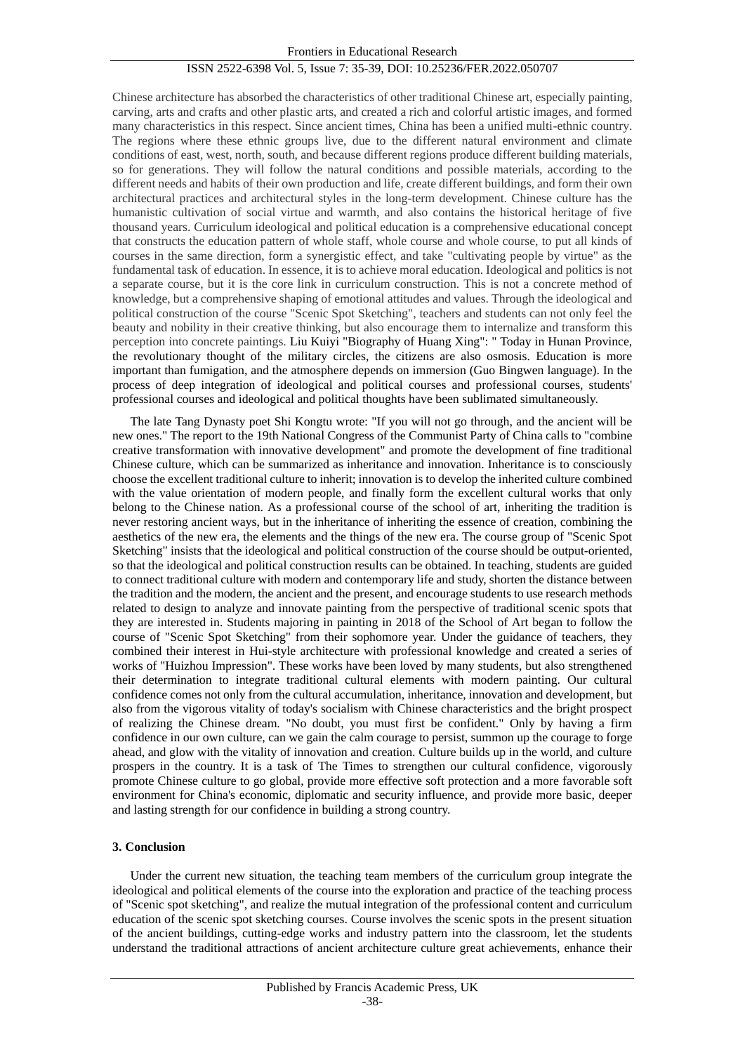Chinese architecture has absorbed the characteristics of other traditional Chinese art, especially painting, carving, arts and crafts and other plastic arts, and created a rich and colorful artistic images, and formed many characteristics in this respect. Since ancient times, China has been a unified multi-ethnic country. The regions where these ethnic groups live, due to the different natural environment and climate conditions of east, west, north, south, and because different regions produce different building materials, so for generations. They will follow the natural conditions and possible materials, according to the different needs and habits of their own production and life, create different buildings, and form their own architectural practices and architectural styles in the long-term development. Chinese culture has the humanistic cultivation of social virtue and warmth, and also contains the historical heritage of five thousand years. Curriculum ideological and political education is a comprehensive educational concept that constructs the education pattern of whole staff, whole course and whole course, to put all kinds of courses in the same direction, form a synergistic effect, and take "cultivating people by virtue" as the fundamental task of education. In essence, it is to achieve moral education. Ideological and politics is not a separate course, but it is the core link in curriculum construction. This is not a concrete method of knowledge, but a comprehensive shaping of emotional attitudes and values. Through the ideological and political construction of the course "Scenic Spot Sketching", teachers and students can not only feel the beauty and nobility in their creative thinking, but also encourage them to internalize and transform this perception into concrete paintings. Liu Kuiyi "Biography of Huang Xing": " Today in Hunan Province, the revolutionary thought of the military circles, the citizens are also osmosis. Education is more important than fumigation, and the atmosphere depends on immersion (Guo Bingwen language). In the process of deep integration of ideological and political courses and professional courses, students' professional courses and ideological and political thoughts have been sublimated simultaneously.

The late Tang Dynasty poet Shi Kongtu wrote: "If you will not go through, and the ancient will be new ones." The report to the 19th National Congress of the Communist Party of China calls to "combine creative transformation with innovative development" and promote the development of fine traditional Chinese culture, which can be summarized as inheritance and innovation. Inheritance is to consciously choose the excellent traditional culture to inherit; innovation is to develop the inherited culture combined with the value orientation of modern people, and finally form the excellent cultural works that only belong to the Chinese nation. As a professional course of the school of art, inheriting the tradition is never restoring ancient ways, but in the inheritance of inheriting the essence of creation, combining the aesthetics of the new era, the elements and the things of the new era. The course group of "Scenic Spot Sketching" insists that the ideological and political construction of the course should be output-oriented, so that the ideological and political construction results can be obtained. In teaching, students are guided to connect traditional culture with modern and contemporary life and study, shorten the distance between the tradition and the modern, the ancient and the present, and encourage students to use research methods related to design to analyze and innovate painting from the perspective of traditional scenic spots that they are interested in. Students majoring in painting in 2018 of the School of Art began to follow the course of "Scenic Spot Sketching" from their sophomore year. Under the guidance of teachers, they combined their interest in Hui-style architecture with professional knowledge and created a series of works of "Huizhou Impression". These works have been loved by many students, but also strengthened their determination to integrate traditional cultural elements with modern painting. Our cultural confidence comes not only from the cultural accumulation, inheritance, innovation and development, but also from the vigorous vitality of today's socialism with Chinese characteristics and the bright prospect of realizing the Chinese dream. "No doubt, you must first be confident." Only by having a firm confidence in our own culture, can we gain the calm courage to persist, summon up the courage to forge ahead, and glow with the vitality of innovation and creation. Culture builds up in the world, and culture prospers in the country. It is a task of The Times to strengthen our cultural confidence, vigorously promote Chinese culture to go global, provide more effective soft protection and a more favorable soft environment for China's economic, diplomatic and security influence, and provide more basic, deeper and lasting strength for our confidence in building a strong country.

## 3. Conclusion

Under the current new situation, the teaching team members of the curriculum group integrate the ideological and political elements of the course into the exploration and practice of the teaching process of "Scenic spot sketching", and realize the mutual integration of the professional content and curriculum education of the scenic spot sketching courses. Course involves the scenic spots in the present situation of the ancient buildings, cutting-edge works and industry pattern into the classroom, let the students understand the traditional attractions of ancient architecture culture great achievements, enhance their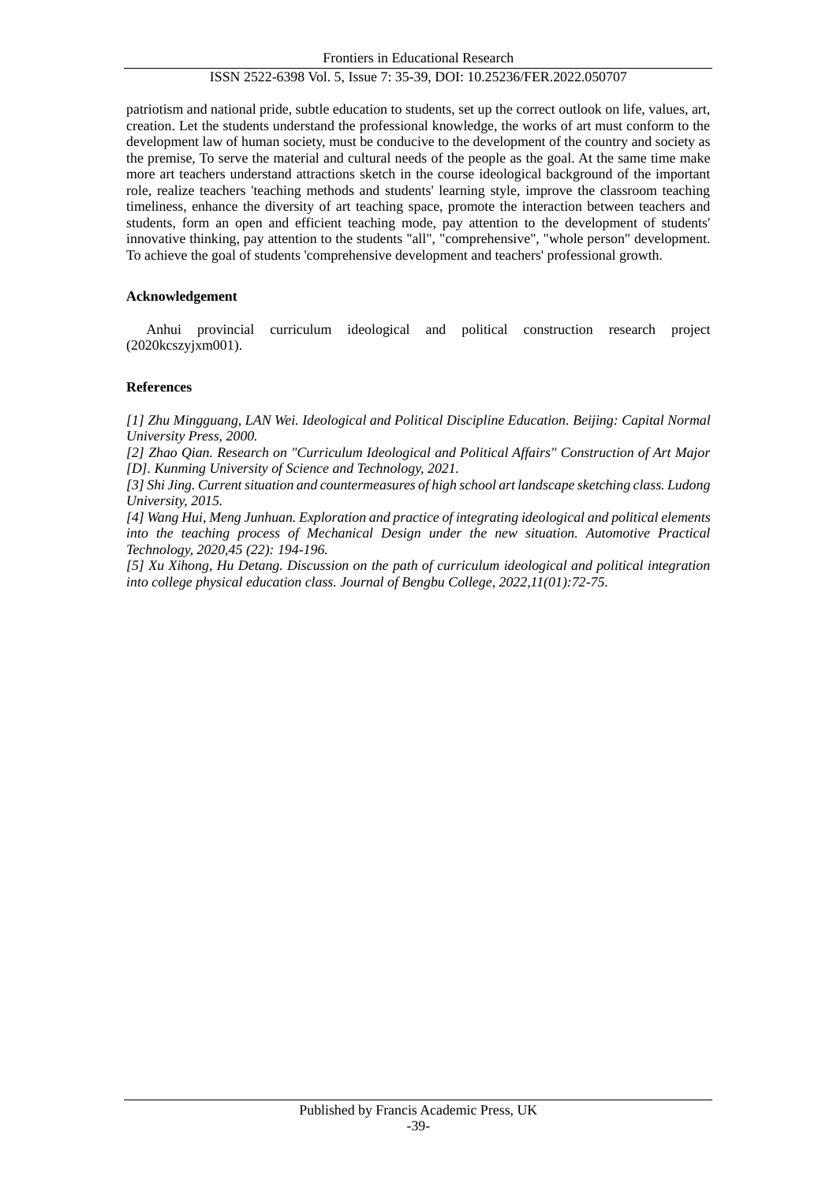patriotism and national pride, subtle education to students, set up the correct outlook on life, values, art, creation. Let the students understand the professional knowledge, the works of art must conform to the development law of human society, must be conducive to the development of the country and society as the premise, To serve the material and cultural needs of the people as the goal. At the same time make more art teachers understand attractions sketch in the course ideological background of the important role, realize teachers 'teaching methods and students' learning style, improve the classroom teaching timeliness, enhance the diversity of art teaching space, promote the interaction between teachers and students, form an open and efficient teaching mode, pay attention to the development of students' innovative thinking, pay attention to the students "all", "comprehensive", "whole person" development. To achieve the goal of students 'comprehensive development and teachers' professional growth.

## Acknowledgement

Anhui provincial curriculum ideological and political construction research project (2020kcszyjxm001).

## References

*[1] Zhu Mingguang, LAN Wei. Ideological and Political Discipline Education. Beijing: Capital Normal University Press, 2000.*

*[2] Zhao Qian. Research on "Curriculum Ideological and Political Affairs" Construction of Art Major [D]. Kunming University of Science and Technology, 2021.*

*[3] Shi Jing. Current situation and countermeasures of high school art landscape sketching class. Ludong University, 2015.*

*[4] Wang Hui, Meng Junhuan. Exploration and practice of integrating ideological and political elements into the teaching process of Mechanical Design under the new situation. Automotive Practical Technology, 2020,45 (22): 194-196.*

*[5] Xu Xihong, Hu Detang. Discussion on the path of curriculum ideological and political integration into college physical education class. Journal of Bengbu College, 2022,11(01):72-75.*